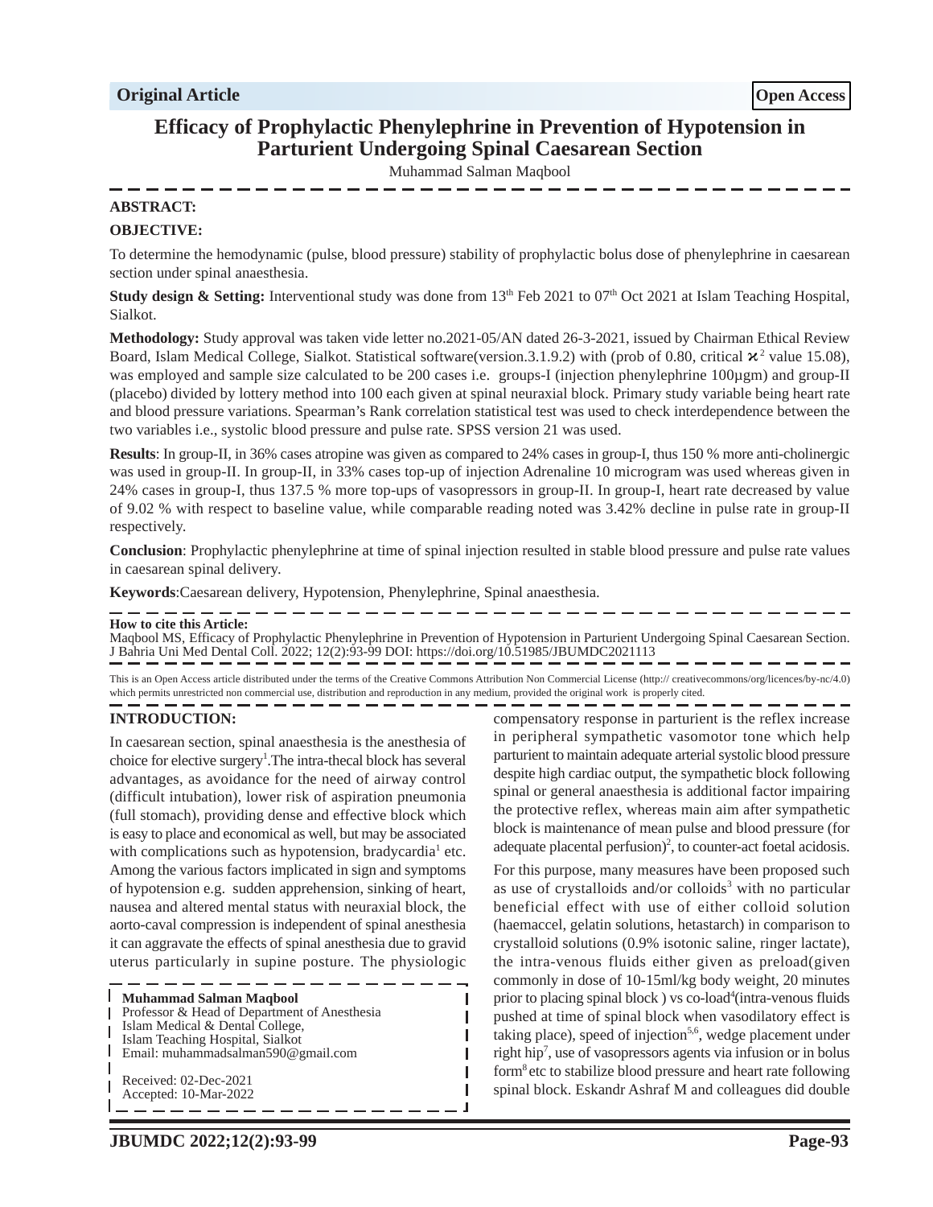**Original Article** **Open Access**

# Efficacy of Prophylactic Phenylephrine in Prevention of Hypotension in Parturient Undergoing Spinal Caesarean Section

Muhammad Salman Maqbool

## ABSTRACT:

**OBJECTIVE:**

To determine the hemodynamic (pulse, blood pressure) stability of prophylactic bolus dose of phenylephrine in caesarean section under spinal anaesthesia.

**Study design & Setting:** Interventional study was done from 13th Feb 2021 to 07th Oct 2021 at Islam Teaching Hospital, Sialkot.

**Methodology:** Study approval was taken vide letter no.2021-05/AN dated 26-3-2021, issued by Chairman Ethical Review Board, Islam Medical College, Sialkot. Statistical software(version.3.1.9.2) with (prob of 0.80, critical $\chi^2$ value 15.08), was employed and sample size calculated to be 200 cases i.e. groups-I (injection phenylephrine 100µgm) and group-II (placebo) divided by lottery method into 100 each given at spinal neuraxial block. Primary study variable being heart rate and blood pressure variations. Spearman's Rank correlation statistical test was used to check interdependence between the two variables i.e., systolic blood pressure and pulse rate. SPSS version 21 was used.

**Results**: In group-II, in 36% cases atropine was given as compared to 24% cases in group-I, thus 150 % more anti-cholinergic was used in group-II. In group-II, in 33% cases top-up of injection Adrenaline 10 microgram was used whereas given in 24% cases in group-I, thus 137.5 % more top-ups of vasopressors in group-II. In group-I, heart rate decreased by value of 9.02 % with respect to baseline value, while comparable reading noted was 3.42% decline in pulse rate in group-II respectively.

**Conclusion**: Prophylactic phenylephrine at time of spinal injection resulted in stable blood pressure and pulse rate values in caesarean spinal delivery.

**Keywords**:Caesarean delivery, Hypotension, Phenylephrine, Spinal anaesthesia.

**How to cite this Article:**
Maqbool MS, Efficacy of Prophylactic Phenylephrine in Prevention of Hypotension in Parturient Undergoing Spinal Caesarean Section. J Bahria Uni Med Dental Coll. 2022; 12(2):93-99 DOI: https://doi.org/10.51985/JBUMDC2021113

This is an Open Access article distributed under the terms of the Creative Commons Attribution Non Commercial License (http:// creativecommons/org/licences/by-nc/4.0) which permits unrestricted non commercial use, distribution and reproduction in any medium, provided the original work is properly cited.

## INTRODUCTION:

In caesarean section, spinal anaesthesia is the anesthesia of choice for elective surgery[1].The intra-thecal block has several advantages, as avoidance for the need of airway control (difficult intubation), lower risk of aspiration pneumonia (full stomach), providing dense and effective block which is easy to place and economical as well, but may be associated with complications such as hypotension, bradycardia[1] etc. Among the various factors implicated in sign and symptoms of hypotension e.g. sudden apprehension, sinking of heart, nausea and altered mental status with neuraxial block, the aorto-caval compression is independent of spinal anesthesia it can aggravate the effects of spinal anesthesia due to gravid uterus particularly in supine posture. The physiologic compensatory response in parturient is the reflex increase in peripheral sympathetic vasomotor tone which help parturient to maintain adequate arterial systolic blood pressure despite high cardiac output, the sympathetic block following spinal or general anaesthesia is additional factor impairing the protective reflex, whereas main aim after sympathetic block is maintenance of mean pulse and blood pressure (for adequate placental perfusion)[2], to counter-act foetal acidosis.

For this purpose, many measures have been proposed such as use of crystalloids and/or colloids[3] with no particular beneficial effect with use of either colloid solution (haemaccel, gelatin solutions, hetastarch) in comparison to crystalloid solutions (0.9% isotonic saline, ringer lactate), the intra-venous fluids either given as preload(given commonly in dose of 10-15ml/kg body weight, 20 minutes prior to placing spinal block ) vs co-load[4](intra-venous fluids pushed at time of spinal block when vasodilatory effect is taking place), speed of injection[5,6], wedge placement under right hip[7], use of vasopressors agents via infusion or in bolus form[8] etc to stabilize blood pressure and heart rate following spinal block. Eskandr Ashraf M and colleagues did double

**Muhammad Salman Maqbool**
Professor & Head of Department of Anesthesia
Islam Medical & Dental College,
Islam Teaching Hospital, Sialkot
Email: muhammadsalman590@gmail.com

Received: 02-Dec-2021
Accepted: 10-Mar-2022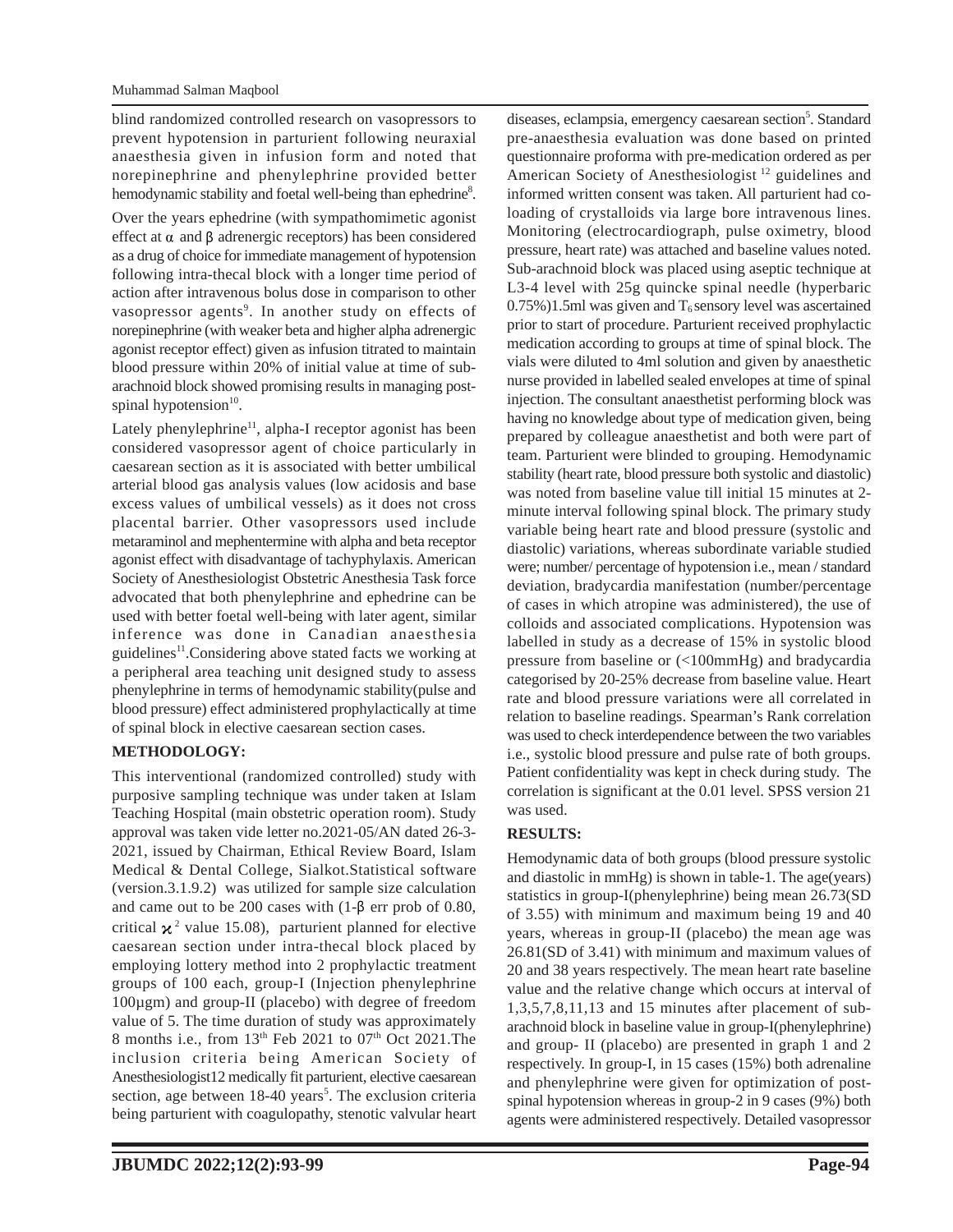blind randomized controlled research on vasopressors to prevent hypotension in parturient following neuraxial anaesthesia given in infusion form and noted that norepinephrine and phenylephrine provided better hemodynamic stability and foetal well-being than ephedrine[8].

Over the years ephedrine (with sympathomimetic agonist effect at α and β adrenergic receptors) has been considered as a drug of choice for immediate management of hypotension following intra-thecal block with a longer time period of action after intravenous bolus dose in comparison to other vasopressor agents[9]. In another study on effects of norepinephrine (with weaker beta and higher alpha adrenergic agonist receptor effect) given as infusion titrated to maintain blood pressure within 20% of initial value at time of sub-arachnoid block showed promising results in managing post-spinal hypotension[10].

Lately phenylephrine[11], alpha-I receptor agonist has been considered vasopressor agent of choice particularly in caesarean section as it is associated with better umbilical arterial blood gas analysis values (low acidosis and base excess values of umbilical vessels) as it does not cross placental barrier. Other vasopressors used include metaraminol and mephentermine with alpha and beta receptor agonist effect with disadvantage of tachyphylaxis. American Society of Anesthesiologist Obstetric Anesthesia Task force advocated that both phenylephrine and ephedrine can be used with better foetal well-being with later agent, similar inference was done in Canadian anaesthesia guidelines[11].Considering above stated facts we working at a peripheral area teaching unit designed study to assess phenylephrine in terms of hemodynamic stability(pulse and blood pressure) effect administered prophylactically at time of spinal block in elective caesarean section cases.

## METHODOLOGY:

This interventional (randomized controlled) study with purposive sampling technique was under taken at Islam Teaching Hospital (main obstetric operation room). Study approval was taken vide letter no.2021-05/AN dated 26-3-2021, issued by Chairman, Ethical Review Board, Islam Medical & Dental College, Sialkot.Statistical software (version.3.1.9.2) was utilized for sample size calculation and came out to be 200 cases with (1-β err prob of 0.80, critical $\chi^2$ value 15.08), parturient planned for elective caesarean section under intra-thecal block placed by employing lottery method into 2 prophylactic treatment groups of 100 each, group-I (Injection phenylephrine 100µgm) and group-II (placebo) with degree of freedom value of 5. The time duration of study was approximately 8 months i.e., from 13th Feb 2021 to 07th Oct 2021.The inclusion criteria being American Society of Anesthesiologist12 medically fit parturient, elective caesarean section, age between 18-40 years[5]. The exclusion criteria being parturient with coagulopathy, stenotic valvular heart diseases, eclampsia, emergency caesarean section[5]. Standard pre-anaesthesia evaluation was done based on printed questionnaire proforma with pre-medication ordered as per American Society of Anesthesiologist [12] guidelines and informed written consent was taken. All parturient had co-loading of crystalloids via large bore intravenous lines. Monitoring (electrocardiograph, pulse oximetry, blood pressure, heart rate) was attached and baseline values noted. Sub-arachnoid block was placed using aseptic technique at L3-4 level with 25g quincke spinal needle (hyperbaric 0.75%)1.5ml was given and $T_6$ sensory level was ascertained prior to start of procedure. Parturient received prophylactic medication according to groups at time of spinal block. The vials were diluted to 4ml solution and given by anaesthetic nurse provided in labelled sealed envelopes at time of spinal injection. The consultant anaesthetist performing block was having no knowledge about type of medication given, being prepared by colleague anaesthetist and both were part of team. Parturient were blinded to grouping. Hemodynamic stability (heart rate, blood pressure both systolic and diastolic) was noted from baseline value till initial 15 minutes at 2-minute interval following spinal block. The primary study variable being heart rate and blood pressure (systolic and diastolic) variations, whereas subordinate variable studied were; number/ percentage of hypotension i.e., mean / standard deviation, bradycardia manifestation (number/percentage of cases in which atropine was administered), the use of colloids and associated complications. Hypotension was labelled in study as a decrease of 15% in systolic blood pressure from baseline or (<100mmHg) and bradycardia categorised by 20-25% decrease from baseline value. Heart rate and blood pressure variations were all correlated in relation to baseline readings. Spearman's Rank correlation was used to check interdependence between the two variables i.e., systolic blood pressure and pulse rate of both groups. Patient confidentiality was kept in check during study. The correlation is significant at the 0.01 level. SPSS version 21 was used.

## RESULTS:

Hemodynamic data of both groups (blood pressure systolic and diastolic in mmHg) is shown in table-1. The age(years) statistics in group-I(phenylephrine) being mean 26.73(SD of 3.55) with minimum and maximum being 19 and 40 years, whereas in group-II (placebo) the mean age was 26.81(SD of 3.41) with minimum and maximum values of 20 and 38 years respectively. The mean heart rate baseline value and the relative change which occurs at interval of 1,3,5,7,8,11,13 and 15 minutes after placement of sub-arachnoid block in baseline value in group-I(phenylephrine) and group- II (placebo) are presented in graph 1 and 2 respectively. In group-I, in 15 cases (15%) both adrenaline and phenylephrine were given for optimization of post-spinal hypotension whereas in group-2 in 9 cases (9%) both agents were administered respectively. Detailed vasopressor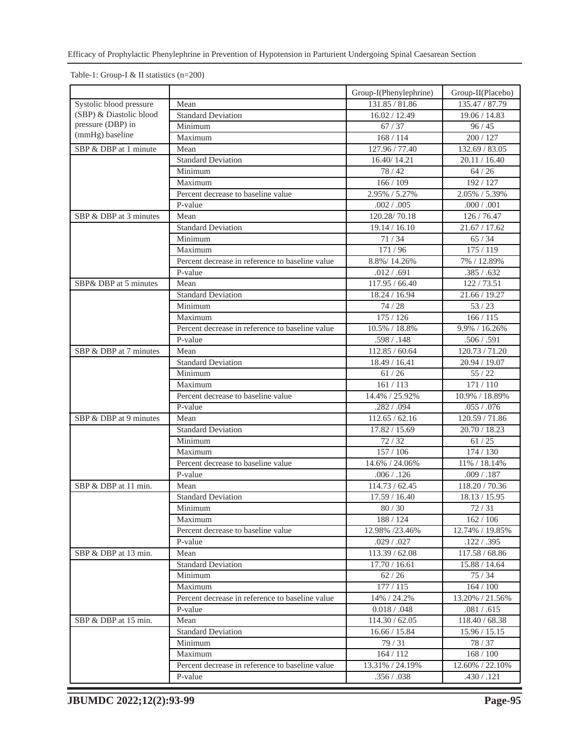Table-1: Group-I & II statistics (n=200)

| | | Group-I(Phenylephrine) | Group-II(Placebo) |
|---|---|---|---|
| Systolic blood pressure (SBP) & Diastolic blood pressure (DBP) in (mmHg) baseline | Mean | 131.85 / 81.86 | 135.47 / 87.79 |
| | Standard Deviation | 16.02 / 12.49 | 19.06 / 14.83 |
| | Minimum | 67 / 37 | 96 / 45 |
| | Maximum | 168 / 114 | 200 / 127 |
| SBP & DBP at 1 minute | Mean | 127.96 / 77.40 | 132.69 / 83.05 |
| | Standard Deviation | 16.40/ 14.21 | 20.11 / 16.40 |
| | Minimum | 78 / 42 | 64 / 26 |
| | Maximum | 166 / 109 | 192 / 127 |
| | Percent decrease to baseline value | 2.95% / 5.27% | 2.05% / 5.39% |
| | P-value | .002 / .005 | .000 / .001 |
| SBP & DBP at 3 minutes | Mean | 120.28/ 70.18 | 126 / 76.47 |
| | Standard Deviation | 19.14 / 16.10 | 21.67 / 17.62 |
| | Minimum | 71 / 34 | 65 / 34 |
| | Maximum | 171 / 96 | 175 / 119 |
| | Percent decrease in reference to baseline value | 8.8%/ 14.26% | 7% / 12.89% |
| | P-value | .012 / .691 | .385 / .632 |
| SBP& DBP at 5 minutes | Mean | 117.95 / 66.40 | 122 / 73.51 |
| | Standard Deviation | 18.24 / 16.94 | 21.66 / 19.27 |
| | Minimum | 74 / 28 | 53 / 23 |
| | Maximum | 175 / 126 | 166 / 115 |
| | Percent decrease in reference to baseline value | 10.5% / 18.8% | 9.9% / 16.26% |
| | P-value | .598 / .148 | .506 / .591 |
| SBP & DBP at 7 minutes | Mean | 112.85 / 60.64 | 120.73 / 71.20 |
| | Standard Deviation | 18.49 / 16.41 | 20.94 / 19.07 |
| | Minimum | 61 / 26 | 55 / 22 |
| | Maximum | 161 / 113 | 171 / 110 |
| | Percent decrease to baseline value | 14.4% / 25.92% | 10.9% / 18.89% |
| | P-value | .282 / .094 | .055 / .076 |
| SBP & DBP at 9 minutes | Mean | 112.65 / 62.16 | 120.59 / 71.86 |
| | Standard Deviation | 17.82 / 15.69 | 20.70 / 18.23 |
| | Minimum | 72 / 32 | 61 / 25 |
| | Maximum | 157 / 106 | 174 / 130 |
| | Percent decrease to baseline value | 14.6% / 24.06% | 11% / 18.14% |
| | P-value | .006 / .126 | .009 / .187 |
| SBP & DBP at 11 min. | Mean | 114.73 / 62.45 | 118.20 / 70.36 |
| | Standard Deviation | 17.59 / 16.40 | 18.13 / 15.95 |
| | Minimum | 80 / 30 | 72 / 31 |
| | Maximum | 188 / 124 | 162 / 106 |
| | Percent decrease to baseline value | 12.98% /23.46% | 12.74% / 19.85% |
| | P-value | .029 / .027 | .122 / .395 |
| SBP & DBP at 13 min. | Mean | 113.39 / 62.08 | 117.58 / 68.86 |
| | Standard Deviation | 17.70 / 16.61 | 15.88 / 14.64 |
| | Minimum | 62 / 26 | 75 / 34 |
| | Maximum | 177 / 115 | 164 / 100 |
| | Percent decrease in reference to baseline value | 14% / 24.2% | 13.20% / 21.56% |
| | P-value | 0.018 / .048 | .081 / .615 |
| SBP & DBP at 15 min. | Mean | 114.30 / 62.05 | 118.40 / 68.38 |
| | Standard Deviation | 16.66 / 15.84 | 15.96 / 15.15 |
| | Minimum | 79 / 31 | 78 / 37 |
| | Maximum | 164 / 112 | 168 / 100 |
| | Percent decrease in reference to baseline value | 13.31% / 24.19% | 12.60% / 22.10% |
| | P-value | .356 / .038 | .430 / .121 |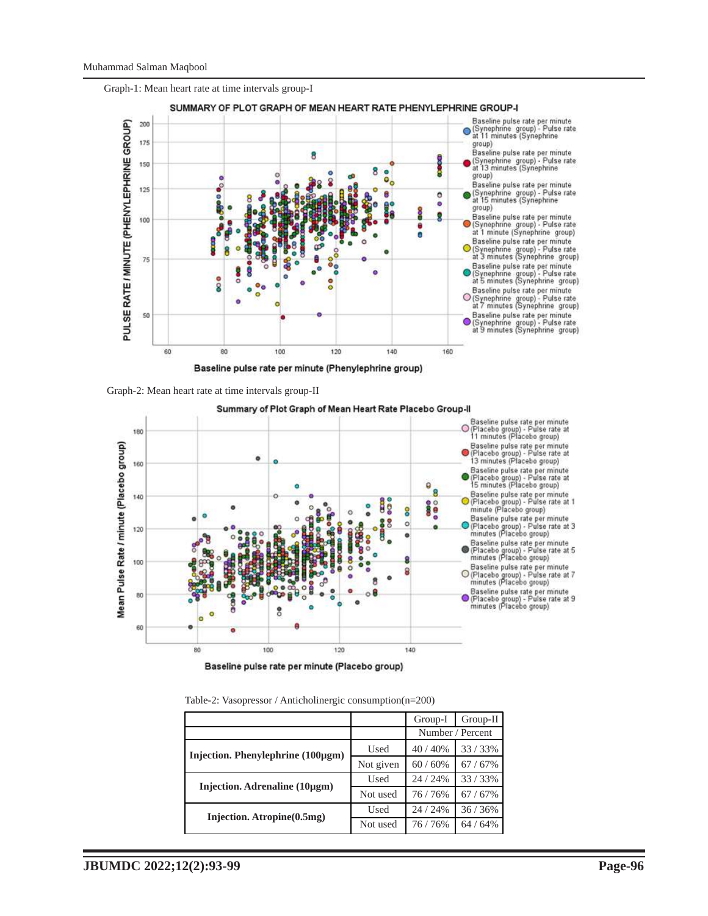Graph-1: Mean heart rate at time intervals group-I

Graph-2: Mean heart rate at time intervals group-II

Table-2: Vasopressor / Anticholinergic consumption(n=200)

| | | Group-I | Group-II |
|---|---|---|---|
| | | Number / Percent | |
| **Injection. Phenylephrine (100µgm)** | Used | 40 / 40% | 33 / 33% |
| | Not given | 60 / 60% | 67 / 67% |
| **Injection. Adrenaline (10µgm)** | Used | 24 / 24% | 33 / 33% |
| | Not used | 76 / 76% | 67 / 67% |
| **Injection. Atropine(0.5mg)** | Used | 24 / 24% | 36 / 36% |
| | Not used | 76 / 76% | 64 / 64% |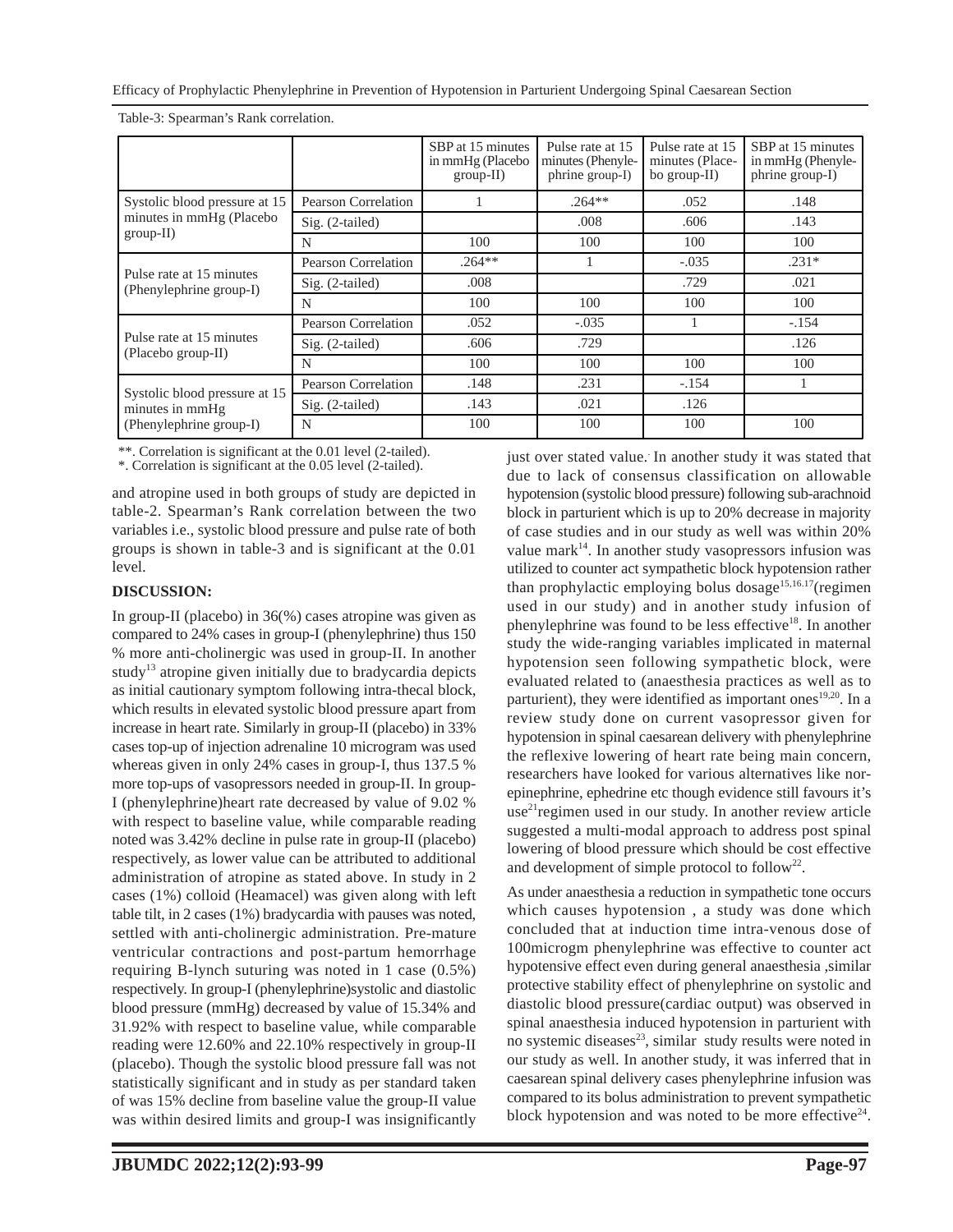Table-3: Spearman's Rank correlation.

| | | SBP at 15 minutes in mmHg (Placebo group-II) | Pulse rate at 15 minutes (Phenylephrine group-I) | Pulse rate at 15 minutes (Placebo group-II) | SBP at 15 minutes in mmHg (Phenylephrine group-I) |
|---|---|---|---|---|---|
| Systolic blood pressure at 15 minutes in mmHg (Placebo group-II) | Pearson Correlation | 1 | .264** | .052 | .148 |
| | Sig. (2-tailed) | | .008 | .606 | .143 |
| | N | 100 | 100 | 100 | 100 |
| Pulse rate at 15 minutes (Phenylephrine group-I) | Pearson Correlation | .264** | 1 | -.035 | .231* |
| | Sig. (2-tailed) | .008 | | .729 | .021 |
| | N | 100 | 100 | 100 | 100 |
| Pulse rate at 15 minutes (Placebo group-II) | Pearson Correlation | .052 | -.035 | 1 | -.154 |
| | Sig. (2-tailed) | .606 | .729 | | .126 |
| | N | 100 | 100 | 100 | 100 |
| Systolic blood pressure at 15 minutes in mmHg (Phenylephrine group-I) | Pearson Correlation | .148 | .231 | -.154 | 1 |
| | Sig. (2-tailed) | .143 | .021 | .126 | |
| | N | 100 | 100 | 100 | 100 |

**. Correlation is significant at the 0.01 level (2-tailed).
*. Correlation is significant at the 0.05 level (2-tailed).

and atropine used in both groups of study are depicted in table-2. Spearman's Rank correlation between the two variables i.e., systolic blood pressure and pulse rate of both groups is shown in table-3 and is significant at the 0.01 level.

**DISCUSSION:**

In group-II (placebo) in 36(%) cases atropine was given as compared to 24% cases in group-I (phenylephrine) thus 150 % more anti-cholinergic was used in group-II. In another study[13] atropine given initially due to bradycardia depicts as initial cautionary symptom following intra-thecal block, which results in elevated systolic blood pressure apart from increase in heart rate. Similarly in group-II (placebo) in 33% cases top-up of injection adrenaline 10 microgram was used whereas given in only 24% cases in group-I, thus 137.5 % more top-ups of vasopressors needed in group-II. In group-I (phenylephrine)heart rate decreased by value of 9.02 % with respect to baseline value, while comparable reading noted was 3.42% decline in pulse rate in group-II (placebo) respectively, as lower value can be attributed to additional administration of atropine as stated above. In study in 2 cases (1%) colloid (Heamacel) was given along with left table tilt, in 2 cases (1%) bradycardia with pauses was noted, settled with anti-cholinergic administration. Pre-mature ventricular contractions and post-partum hemorrhage requiring B-lynch suturing was noted in 1 case (0.5%) respectively. In group-I (phenylephrine)systolic and diastolic blood pressure (mmHg) decreased by value of 15.34% and 31.92% with respect to baseline value, while comparable reading were 12.60% and 22.10% respectively in group-II (placebo). Though the systolic blood pressure fall was not statistically significant and in study as per standard taken of was 15% decline from baseline value the group-II value was within desired limits and group-I was insignificantly just over stated value. In another study it was stated that due to lack of consensus classification on allowable hypotension (systolic blood pressure) following sub-arachnoid block in parturient which is up to 20% decrease in majority of case studies and in our study as well was within 20% value mark[14]. In another study vasopressors infusion was utilized to counter act sympathetic block hypotension rather than prophylactic employing bolus dosage[15,16,17](regimen used in our study) and in another study infusion of phenylephrine was found to be less effective[18]. In another study the wide-ranging variables implicated in maternal hypotension seen following sympathetic block, were evaluated related to (anaesthesia practices as well as to parturient), they were identified as important ones[19,20]. In a review study done on current vasopressor given for hypotension in spinal caesarean delivery with phenylephrine the reflexive lowering of heart rate being main concern, researchers have looked for various alternatives like nor-epinephrine, ephedrine etc though evidence still favours it's use[21]regimen used in our study. In another review article suggested a multi-modal approach to address post spinal lowering of blood pressure which should be cost effective and development of simple protocol to follow[22].

As under anaesthesia a reduction in sympathetic tone occurs which causes hypotension , a study was done which concluded that at induction time intra-venous dose of 100microgm phenylephrine was effective to counter act hypotensive effect even during general anaesthesia ,similar protective stability effect of phenylephrine on systolic and diastolic blood pressure(cardiac output) was observed in spinal anaesthesia induced hypotension in parturient with no systemic diseases[23], similar study results were noted in our study as well. In another study, it was inferred that in caesarean spinal delivery cases phenylephrine infusion was compared to its bolus administration to prevent sympathetic block hypotension and was noted to be more effective[24].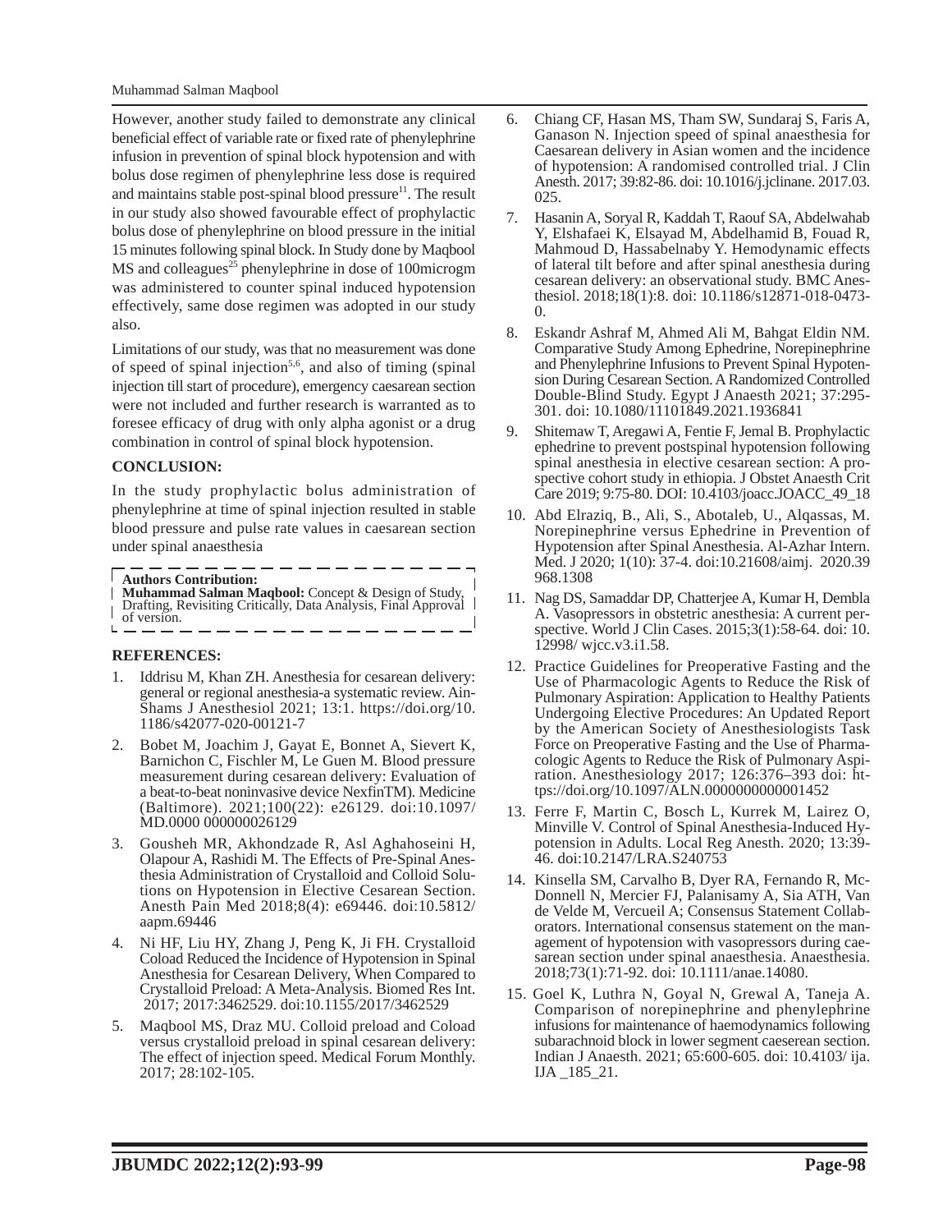However, another study failed to demonstrate any clinical beneficial effect of variable rate or fixed rate of phenylephrine infusion in prevention of spinal block hypotension and with bolus dose regimen of phenylephrine less dose is required and maintains stable post-spinal blood pressure[11]. The result in our study also showed favourable effect of prophylactic bolus dose of phenylephrine on blood pressure in the initial 15 minutes following spinal block. In Study done by Maqbool MS and colleagues[25] phenylephrine in dose of 100microgm was administered to counter spinal induced hypotension effectively, same dose regimen was adopted in our study also.

Limitations of our study, was that no measurement was done of speed of spinal injection[5,6], and also of timing (spinal injection till start of procedure), emergency caesarean section were not included and further research is warranted as to foresee efficacy of drug with only alpha agonist or a drug combination in control of spinal block hypotension.

## CONCLUSION:

In the study prophylactic bolus administration of phenylephrine at time of spinal injection resulted in stable blood pressure and pulse rate values in caesarean section under spinal anaesthesia

**Authors Contribution:**
**Muhammad Salman Maqbool:** Concept & Design of Study, Drafting, Revisiting Critically, Data Analysis, Final Approval of version.

## REFERENCES:

1. Iddrisu M, Khan ZH. Anesthesia for cesarean delivery: general or regional anesthesia-a systematic review. Ain-Shams J Anesthesiol 2021; 13:1. https://doi.org/10.1186/s42077-020-00121-7
2. Bobet M, Joachim J, Gayat E, Bonnet A, Sievert K, Barnichon C, Fischler M, Le Guen M. Blood pressure measurement during cesarean delivery: Evaluation of a beat-to-beat noninvasive device NexfinTM). Medicine (Baltimore). 2021;100(22): e26129. doi:10.1097/MD.0000 000000026129
3. Gousheh MR, Akhondzade R, Asl Aghahoseini H, Olapour A, Rashidi M. The Effects of Pre-Spinal Anesthesia Administration of Crystalloid and Colloid Solutions on Hypotension in Elective Cesarean Section. Anesth Pain Med 2018;8(4): e69446. doi:10.5812/aapm.69446
4. Ni HF, Liu HY, Zhang J, Peng K, Ji FH. Crystalloid Coload Reduced the Incidence of Hypotension in Spinal Anesthesia for Cesarean Delivery, When Compared to Crystalloid Preload: A Meta-Analysis. Biomed Res Int. 2017; 2017:3462529. doi:10.1155/2017/3462529
5. Maqbool MS, Draz MU. Colloid preload and Coload versus crystalloid preload in spinal cesarean delivery: The effect of injection speed. Medical Forum Monthly. 2017; 28:102-105.
6. Chiang CF, Hasan MS, Tham SW, Sundaraj S, Faris A, Ganason N. Injection speed of spinal anaesthesia for Caesarean delivery in Asian women and the incidence of hypotension: A randomised controlled trial. J Clin Anesth. 2017; 39:82-86. doi: 10.1016/j.jclinane. 2017.03.025.
7. Hasanin A, Soryal R, Kaddah T, Raouf SA, Abdelwahab Y, Elshafaei K, Elsayad M, Abdelhamid B, Fouad R, Mahmoud D, Hassabelnaby Y. Hemodynamic effects of lateral tilt before and after spinal anesthesia during cesarean delivery: an observational study. BMC Anesthesiol. 2018;18(1):8. doi: 10.1186/s12871-018-0473-0.
8. Eskandr Ashraf M, Ahmed Ali M, Bahgat Eldin NM. Comparative Study Among Ephedrine, Norepinephrine and Phenylephrine Infusions to Prevent Spinal Hypotension During Cesarean Section. A Randomized Controlled Double-Blind Study. Egypt J Anaesth 2021; 37:295-301. doi: 10.1080/11101849.2021.1936841
9. Shitemaw T, Aregawi A, Fentie F, Jemal B. Prophylactic ephedrine to prevent postspinal hypotension following spinal anesthesia in elective cesarean section: A prospective cohort study in ethiopia. J Obstet Anaesth Crit Care 2019; 9:75-80. DOI: 10.4103/joacc.JOACC_49_18
10. Abd Elraziq, B., Ali, S., Abotaleb, U., Alqassas, M. Norepinephrine versus Ephedrine in Prevention of Hypotension after Spinal Anesthesia. Al-Azhar Intern. Med. J 2020; 1(10): 37-4. doi:10.21608/aimj. 2020.39968.1308
11. Nag DS, Samaddar DP, Chatterjee A, Kumar H, Dembla A. Vasopressors in obstetric anesthesia: A current perspective. World J Clin Cases. 2015;3(1):58-64. doi: 10.12998/ wjcc.v3.i1.58.
12. Practice Guidelines for Preoperative Fasting and the Use of Pharmacologic Agents to Reduce the Risk of Pulmonary Aspiration: Application to Healthy Patients Undergoing Elective Procedures: An Updated Report by the American Society of Anesthesiologists Task Force on Preoperative Fasting and the Use of Pharmacologic Agents to Reduce the Risk of Pulmonary Aspiration. Anesthesiology 2017; 126:376–393 doi: https://doi.org/10.1097/ALN.0000000000001452
13. Ferre F, Martin C, Bosch L, Kurrek M, Lairez O, Minville V. Control of Spinal Anesthesia-Induced Hypotension in Adults. Local Reg Anesth. 2020; 13:39-46. doi:10.2147/LRA.S240753
14. Kinsella SM, Carvalho B, Dyer RA, Fernando R, McDonnell N, Mercier FJ, Palanisamy A, Sia ATH, Van de Velde M, Vercueil A; Consensus Statement Collaborators. International consensus statement on the management of hypotension with vasopressors during caesarean section under spinal anaesthesia. Anaesthesia. 2018;73(1):71-92. doi: 10.1111/anae.14080.
15. Goel K, Luthra N, Goyal N, Grewal A, Taneja A. Comparison of norepinephrine and phenylephrine infusions for maintenance of haemodynamics following subarachnoid block in lower segment caeserean section. Indian J Anaesth. 2021; 65:600-605. doi: 10.4103/ ija. IJA _185_21.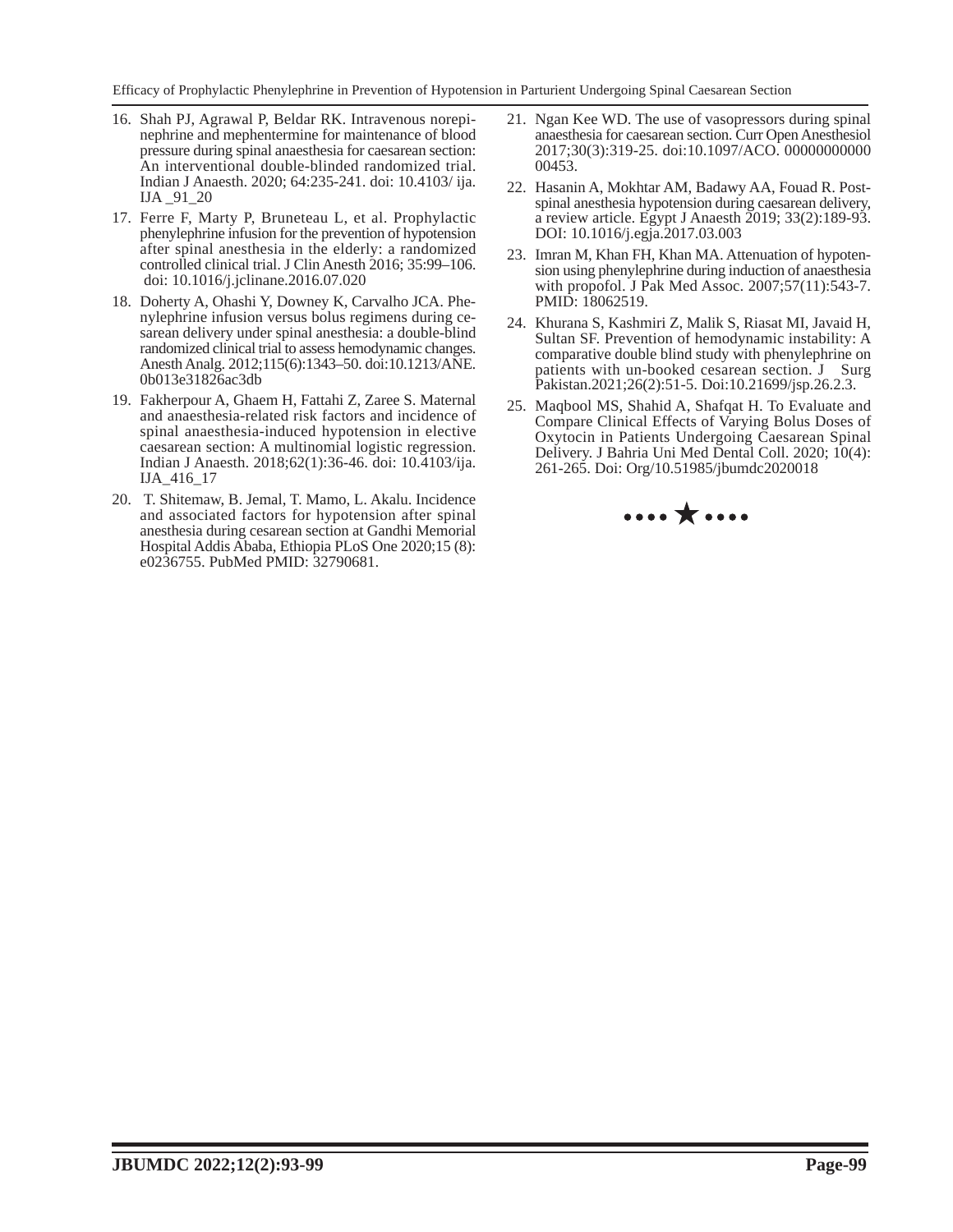16. Shah PJ, Agrawal P, Beldar RK. Intravenous norepinephrine and mephentermine for maintenance of blood pressure during spinal anaesthesia for caesarean section: An interventional double-blinded randomized trial. Indian J Anaesth. 2020; 64:235-241. doi: 10.4103/ ija. IJA _91_20

17. Ferre F, Marty P, Bruneteau L, et al. Prophylactic phenylephrine infusion for the prevention of hypotension after spinal anesthesia in the elderly: a randomized controlled clinical trial. J Clin Anesth 2016; 35:99–106. doi: 10.1016/j.jclinane.2016.07.020

18. Doherty A, Ohashi Y, Downey K, Carvalho JCA. Phenylephrine infusion versus bolus regimens during cesarean delivery under spinal anesthesia: a double-blind randomized clinical trial to assess hemodynamic changes. Anesth Analg. 2012;115(6):1343–50. doi:10.1213/ANE.0b013e31826ac3db

19. Fakherpour A, Ghaem H, Fattahi Z, Zaree S. Maternal and anaesthesia-related risk factors and incidence of spinal anaesthesia-induced hypotension in elective caesarean section: A multinomial logistic regression. Indian J Anaesth. 2018;62(1):36-46. doi: 10.4103/ija. IJA_416_17

20. T. Shitemaw, B. Jemal, T. Mamo, L. Akalu. Incidence and associated factors for hypotension after spinal anesthesia during cesarean section at Gandhi Memorial Hospital Addis Ababa, Ethiopia PLoS One 2020;15 (8): e0236755. PubMed PMID: 32790681.

21. Ngan Kee WD. The use of vasopressors during spinal anaesthesia for caesarean section. Curr Open Anesthesiol 2017;30(3):319-25. doi:10.1097/ACO. 00000000000 00453.

22. Hasanin A, Mokhtar AM, Badawy AA, Fouad R. Post-spinal anesthesia hypotension during caesarean delivery, a review article. Egypt J Anaesth 2019; 33(2):189-93. DOI: 10.1016/j.egja.2017.03.003

23. Imran M, Khan FH, Khan MA. Attenuation of hypotension using phenylephrine during induction of anaesthesia with propofol. J Pak Med Assoc. 2007;57(11):543-7. PMID: 18062519.

24. Khurana S, Kashmiri Z, Malik S, Riasat MI, Javaid H, Sultan SF. Prevention of hemodynamic instability: A comparative double blind study with phenylephrine on patients with un-booked cesarean section. J Surg Pakistan.2021;26(2):51-5. Doi:10.21699/jsp.26.2.3.

25. Maqbool MS, Shahid A, Shafqat H. To Evaluate and Compare Clinical Effects of Varying Bolus Doses of Oxytocin in Patients Undergoing Caesarean Spinal Delivery. J Bahria Uni Med Dental Coll. 2020; 10(4): 261-265. Doi: Org/10.51985/jbumdc2020018